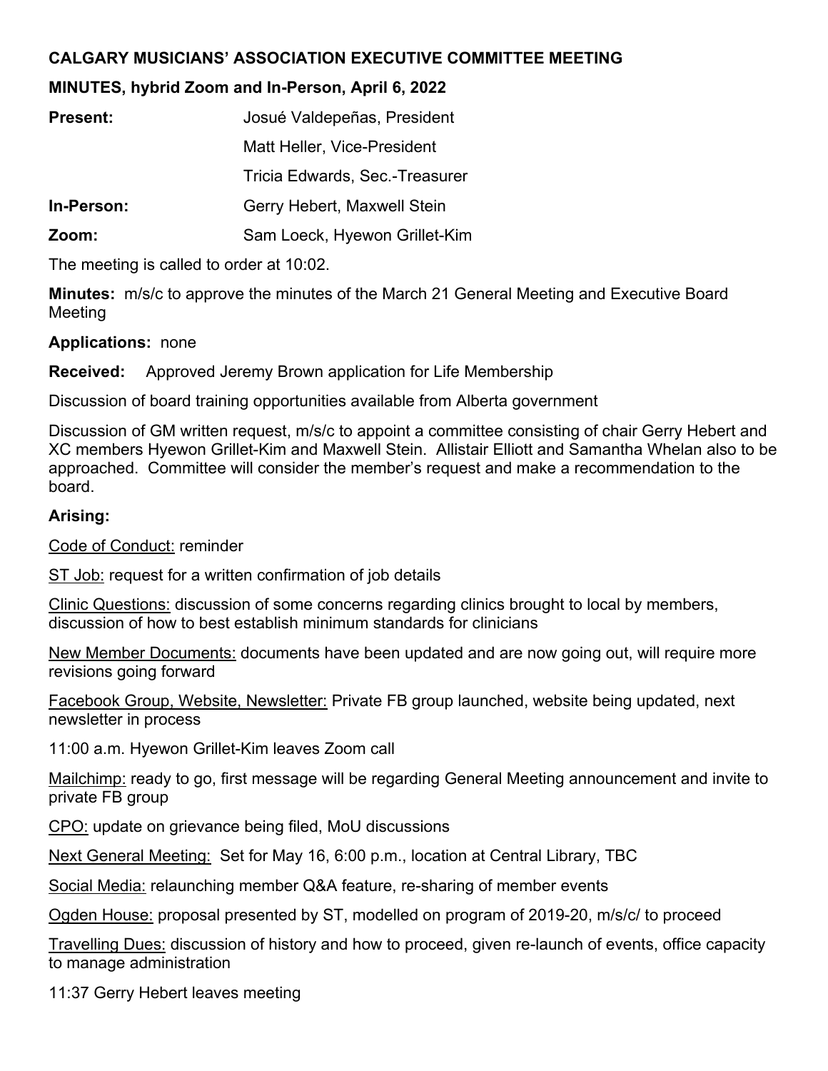**CALGARY MUSICIANS' ASSOCIATION EXECUTIVE COMMITTEE MEETING**

**MINUTES, hybrid Zoom and In-Person, April 6, 2022**

| | |
|---|---|
| **Present:** | Josué Valdepeñas, President |
| | Matt Heller, Vice-President |
| | Tricia Edwards, Sec.-Treasurer |
| **In-Person:** | Gerry Hebert, Maxwell Stein |
| **Zoom:** | Sam Loeck, Hyewon Grillet-Kim |

The meeting is called to order at 10:02.

**Minutes:** m/s/c to approve the minutes of the March 21 General Meeting and Executive Board Meeting

**Applications:** none

**Received:** Approved Jeremy Brown application for Life Membership

Discussion of board training opportunities available from Alberta government

Discussion of GM written request, m/s/c to appoint a committee consisting of chair Gerry Hebert and XC members Hyewon Grillet-Kim and Maxwell Stein. Allistair Elliott and Samantha Whelan also to be approached. Committee will consider the member's request and make a recommendation to the board.

**Arising:**

Code of Conduct: reminder

ST Job: request for a written confirmation of job details

Clinic Questions: discussion of some concerns regarding clinics brought to local by members, discussion of how to best establish minimum standards for clinicians

New Member Documents: documents have been updated and are now going out, will require more revisions going forward

Facebook Group, Website, Newsletter: Private FB group launched, website being updated, next newsletter in process

11:00 a.m. Hyewon Grillet-Kim leaves Zoom call

Mailchimp: ready to go, first message will be regarding General Meeting announcement and invite to private FB group

CPO: update on grievance being filed, MoU discussions

Next General Meeting: Set for May 16, 6:00 p.m., location at Central Library, TBC

Social Media: relaunching member Q&A feature, re-sharing of member events

Ogden House: proposal presented by ST, modelled on program of 2019-20, m/s/c/ to proceed

Travelling Dues: discussion of history and how to proceed, given re-launch of events, office capacity to manage administration

11:37 Gerry Hebert leaves meeting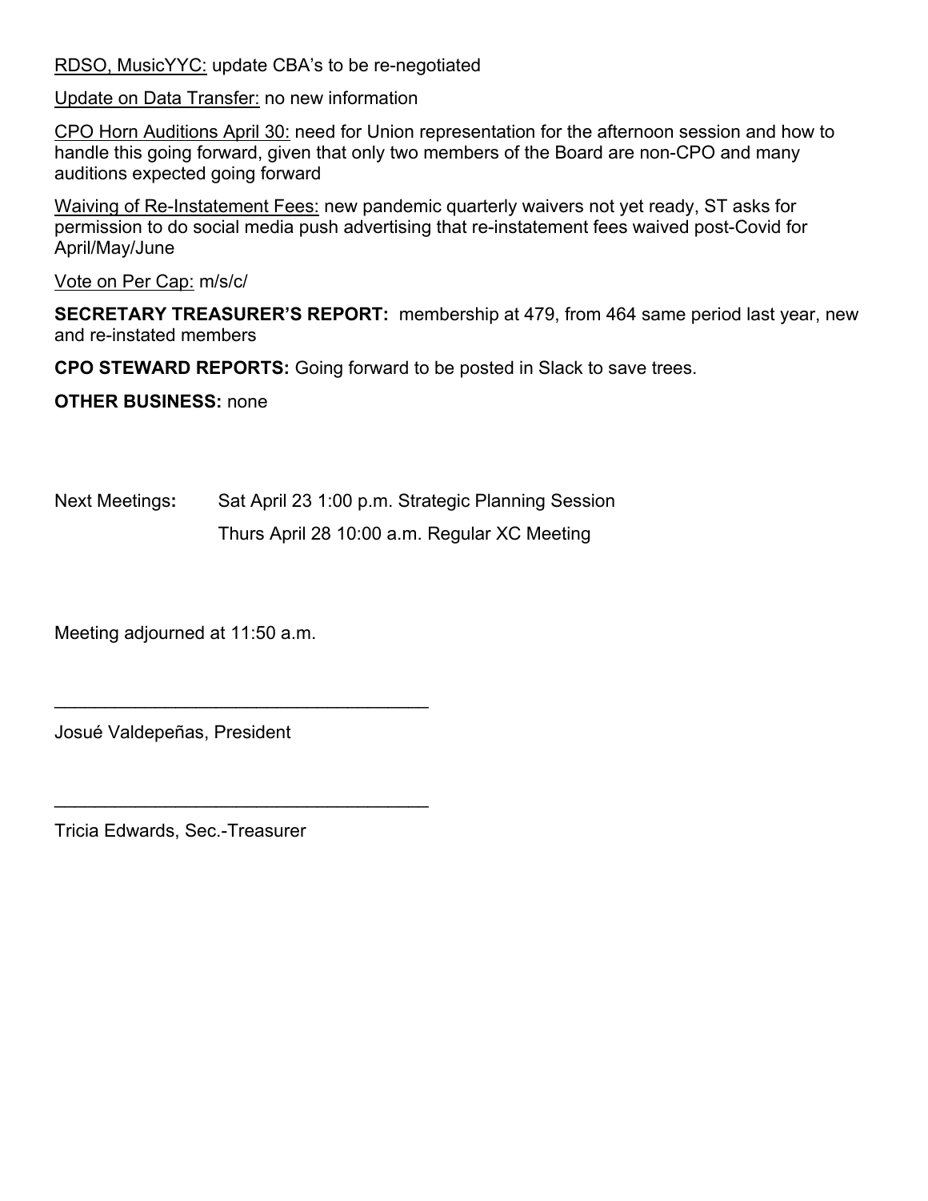RDSO, MusicYYC: update CBA's to be re-negotiated

Update on Data Transfer: no new information

CPO Horn Auditions April 30: need for Union representation for the afternoon session and how to handle this going forward, given that only two members of the Board are non-CPO and many auditions expected going forward

Waiving of Re-Instatement Fees: new pandemic quarterly waivers not yet ready, ST asks for permission to do social media push advertising that re-instatement fees waived post-Covid for April/May/June

Vote on Per Cap: m/s/c/

**SECRETARY TREASURER'S REPORT:** membership at 479, from 464 same period last year, new and re-instated members

**CPO STEWARD REPORTS:** Going forward to be posted in Slack to save trees.

**OTHER BUSINESS:** none

Next Meetings**:** Sat April 23 1:00 p.m. Strategic Planning Session

Thurs April 28 10:00 a.m. Regular XC Meeting

Meeting adjourned at 11:50 a.m.

\_\_\_\_\_\_\_\_\_\_\_\_\_\_\_\_\_\_\_\_\_\_\_\_\_\_\_\_\_\_\_\_\_\_\_\_\_

Josué Valdepeñas, President

\_\_\_\_\_\_\_\_\_\_\_\_\_\_\_\_\_\_\_\_\_\_\_\_\_\_\_\_\_\_\_\_\_\_\_\_\_

Tricia Edwards, Sec.-Treasurer